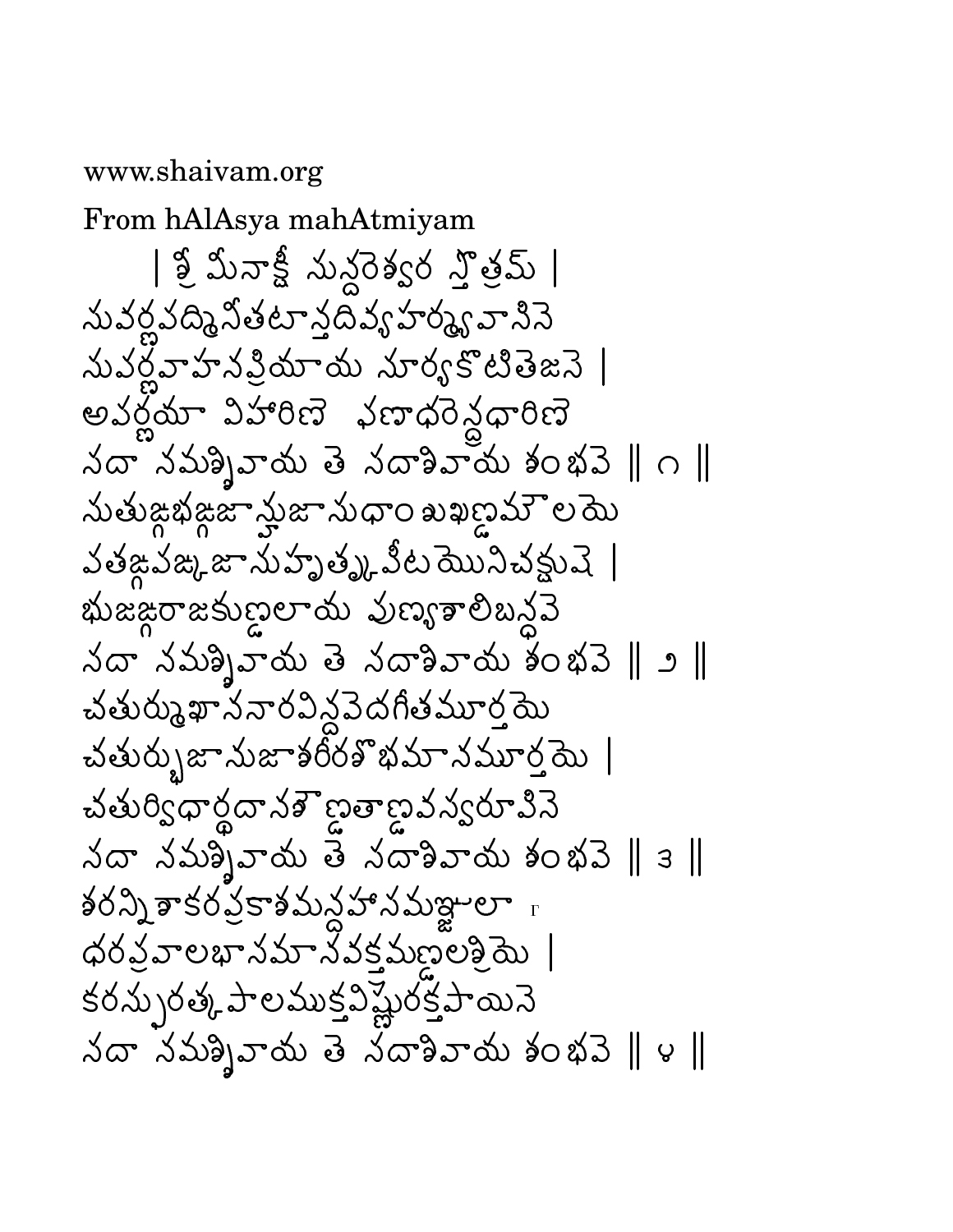www.shaivam.org

From hAlAsya mahAtmiyam

| శ్రీ మీనాక్షీ సున్దరెశ్వర స్తోత్రమ్ |

సువర్ణపద్మినీతటాన్తదివ్యహర్మ్యవాసినె
సువర్ణవాహనప్రియాయ సూర్యకొటితెజసె |
అపర్ణయా విహారిణె ఫణాధరెన్ద్రధారిణె
సదా నమశ్శివాయ తె సదాశివాయ శంభవె || ౧ ||

సుతుఙ్గభఙ్గజాహ్నుజాసుధాంశుఖణ్డమౌలయె
పతఙ్గపఙ్కజాసుహృత్కృపీటయొనిచక్షుషె |
భుజఙ్గరాజకుణ్డలాయ పుణ్యశాలిబన్ధవె
సదా నమశ్శివాయ తె సదాశివాయ శంభవె || ౨ ||

చతుర్ముఖాననారవిన్దవెదగీతమూర్తయె
చతుర్భుజానుజాశరీరశొభమానమూర్తయె |
చతుర్విధార్థదానశౌణ్డతాణ్డవస్వరూపిణె
సదా నమశ్శివాయ తె సదాశివాయ శంభవె || ౩ ||

శరన్నిశాకరప్రకాశమన్దహాసమఞ్జులా
ధరప్రవాలభాసమానవక్త్రమణ్డలశ్రియె |
కరస్ఫురత్కపాలముక్తవిష్ణురక్తపాయినె
సదా నమశ్శివాయ తె సదాశివాయ శంభవె || ౪ ||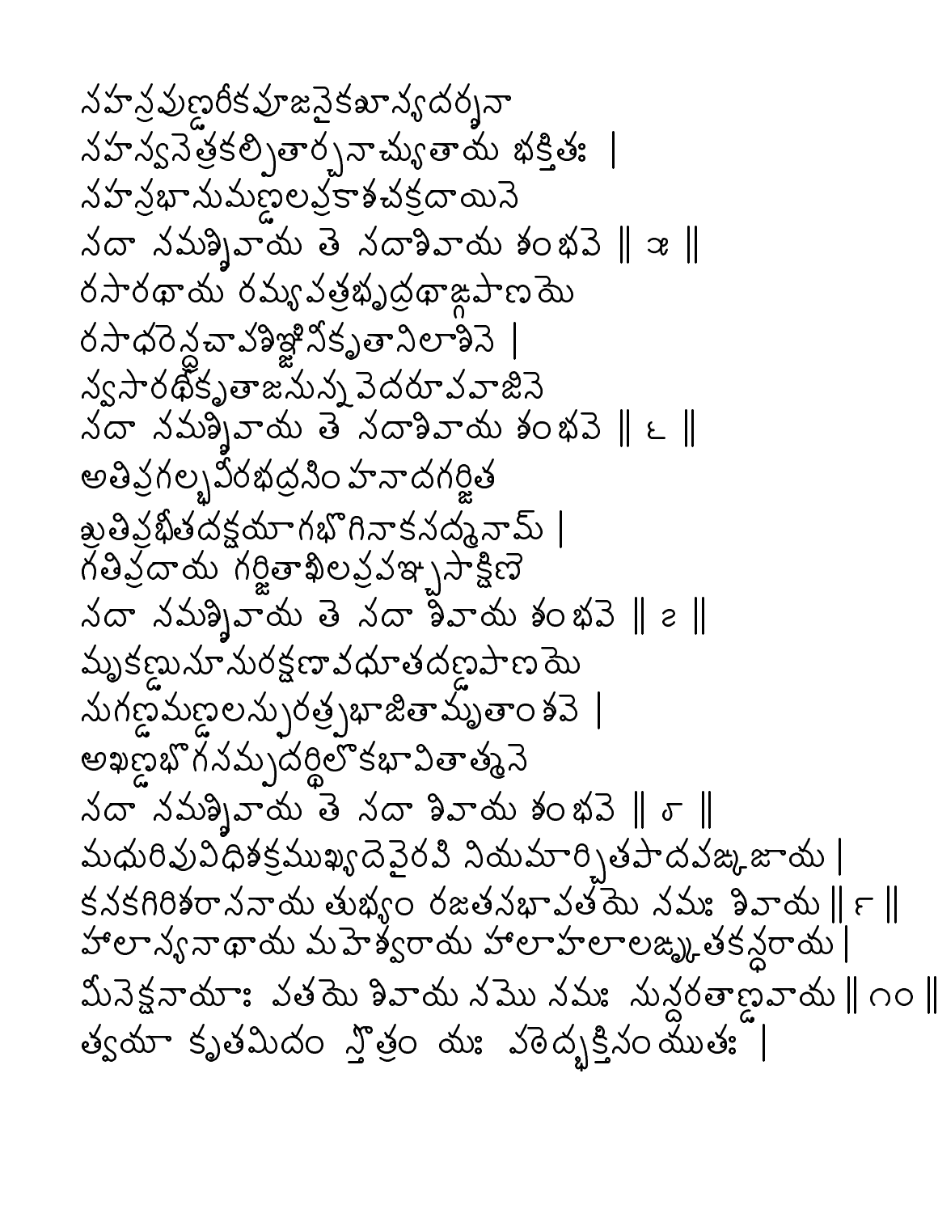సహస్రపుణ్డరీకపూజనైకశూన్యదర్శనా
సహస్రనేత్రకల్పితార్చనాచ్యుతాయ భక్తితః ।
సహస్రభానుమణ్డలప్రకాశచక్రదాయినే
సదా నమశ్శివాయ తే సదాశివాయ శంభవే ॥ ౫ ॥
రసారథాయ రమ్యపత్రభృద్రథాఙ్గపాణయే
రసాధరేన్ద్రచాపశిఞ్జినీకృతానిలాశినే ।
స్వసారథీకృతాజనున్నవేదరూపవాజినే
సదా నమశ్శివాయ తే సదాశివాయ శంభవే ॥ ౬ ॥
అతిప్రగల్భవీరభద్రసింహనాదగర్జిత
శ్రుతిప్రభీతదక్షయాగభోగినాకసద్మనామ్ ।
గతిప్రదాయ గర్జితాఖిలప్రపఞ్చసాక్షిణే
సదా నమశ్శివాయ తే సదా శివాయ శంభవే ॥ ౭ ॥
మృకణ్డుసూనురక్షణావధూతదణ్డపాణయే
సుగణ్డమణ్డలస్ఫురత్ప్రభాజితామృతాంశవే ।
అఖణ్డభోగసమ్పదర్థిలోకభావితాత్మనే
సదా నమశ్శివాయ తే సదా శివాయ శంభవే ॥ ౮ ॥
మధురిపువిధిశక్రముఖ్యదేవైరపి నియమార్చితపాదపఙ్కజాయ ।
కనకగిరిశరాసనాయ తుభ్యం రజతసభాపతయే నమః శివాయ ॥ ౯ ॥
హాలాస్యనాథాయ మహేశ్వరాయ హాలాహలాలఙ్కృతకన్ధరాయ ।
మీనేక్షణాయాః పతయే శివాయ నమో నమః సున్దరతాణ్డవాయ ॥ ౧౦ ॥
త్వయా కృతమిదం స్తోత్రం యః పఠేద్భక్తిసంయుతః ।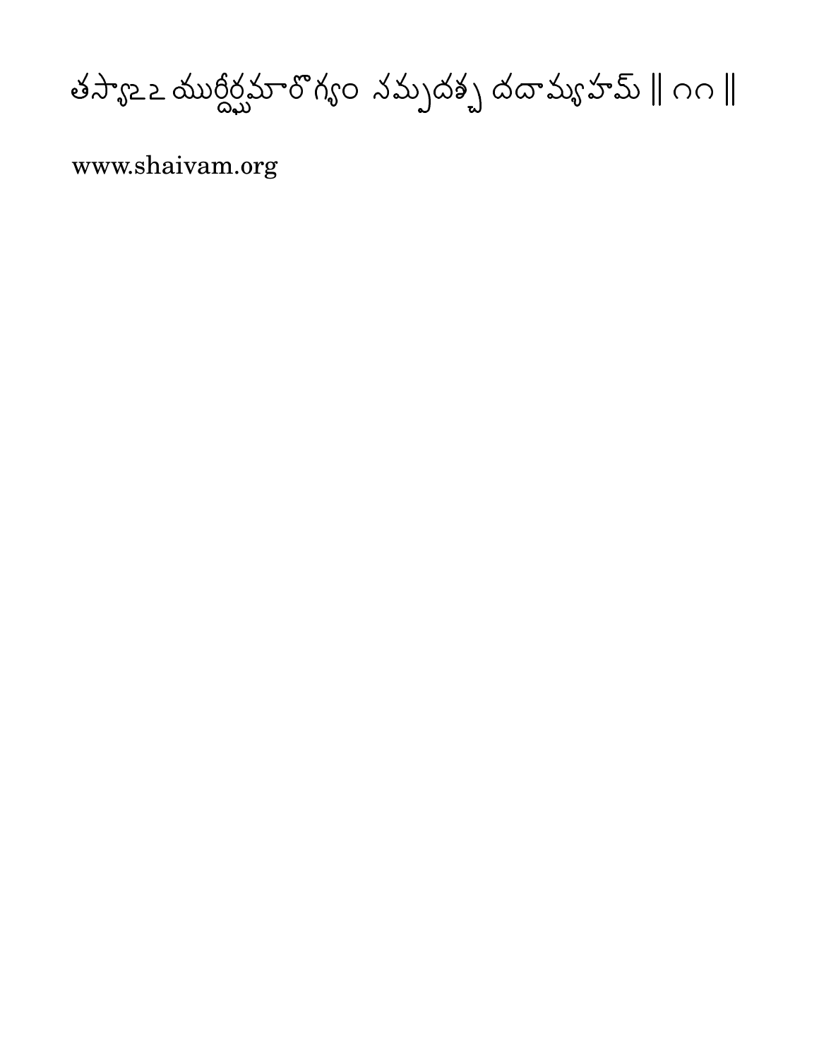తస్యాఽఽయుర్ధీర్ఘమారోగ్యం సమ్పదశ్చ దదామ్యహమ్ ॥ ౧౧ ॥

www.shaivam.org